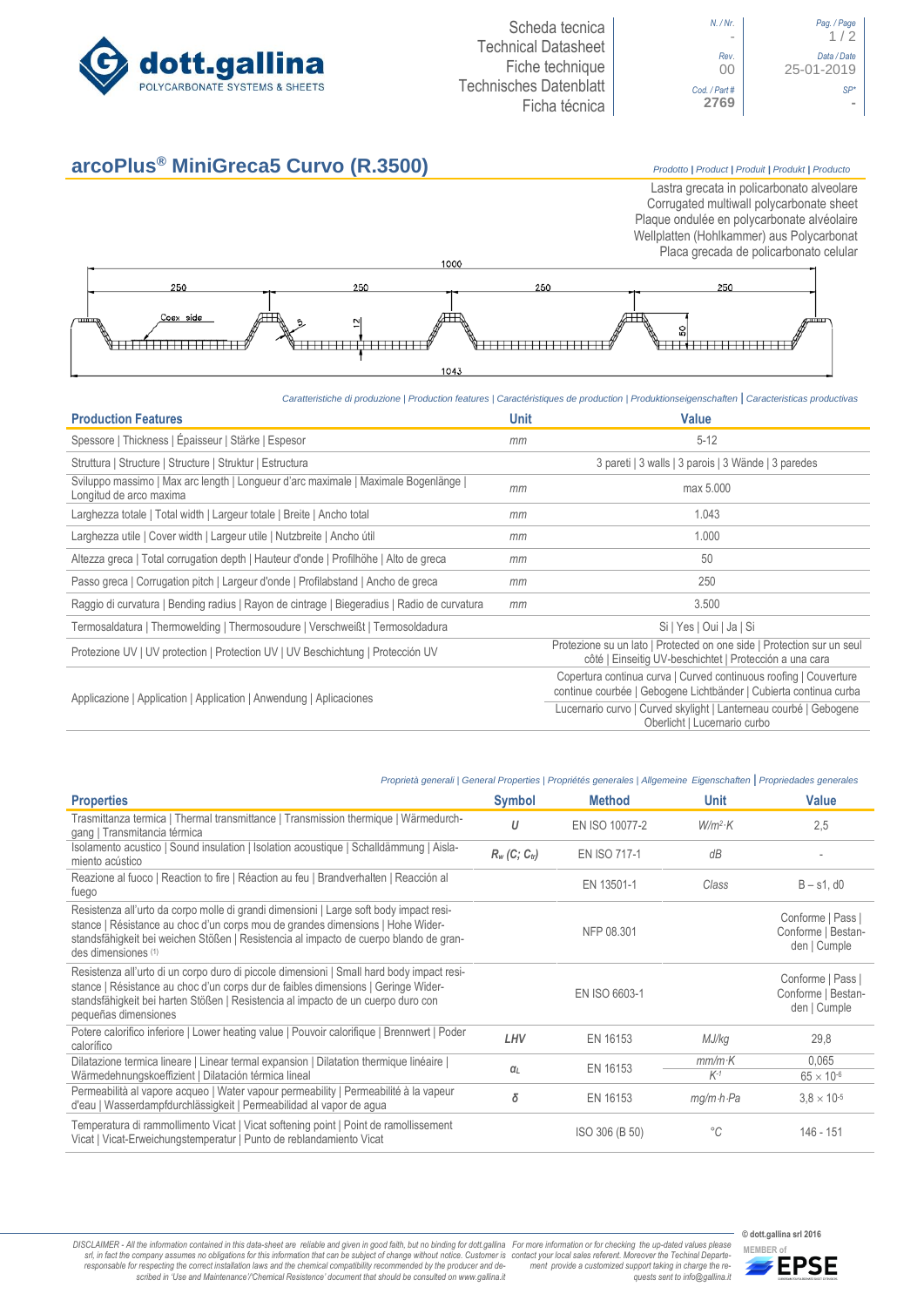Scheda tecnica
Technical Datasheet
Fiche technique
Technisches Datenblatt
Ficha técnica

| N. / Nr. | Pag. / Page |
|---|---|
| - | 1 / 2 |
| **Rev.** | **Data / Date** |
| 00 | 25-01-2019 |
| **Cod. / Part #** | **SP*** |
| 2769 | - |

# arcoPlus® MiniGreca5 Curvo (R.3500)

*Prodotto | Product | Produit | Produkt | Producto*

Lastra grecata in policarbonato alveolare
Corrugated multiwall polycarbonate sheet
Plaque ondulée en polycarbonate alvéolaire
Wellplatten (Hohlkammer) aus Polycarbonat
Placa grecada de policarbonato celular

1000
250 250 250 250
Coex side
5 12 50
1043

*Caratteristiche di produzione | Production features | Caractéristiques de production | Produktionseigenschaften | Caracteristicas productivas*

| Production Features | Unit | Value |
|---|---|---|
| Spessore \| Thickness \| Épaisseur \| Stärke \| Espesor | mm | 5-12 |
| Struttura \| Structure \| Structure \| Struktur \| Estructura | | 3 pareti \| 3 walls \| 3 parois \| 3 Wände \| 3 paredes |
| Sviluppo massimo \| Max arc length \| Longueur d'arc maximale \| Maximale Bogenlänge \| Longitud de arco maxima | mm | max 5.000 |
| Larghezza totale \| Total width \| Largeur totale \| Breite \| Ancho total | mm | 1.043 |
| Larghezza utile \| Cover width \| Largeur utile \| Nutzbreite \| Ancho útil | mm | 1.000 |
| Altezza greca \| Total corrugation depth \| Hauteur d'onde \| Profilhöhe \| Alto de greca | mm | 50 |
| Passo greca \| Corrugation pitch \| Largeur d'onde \| Profilabstand \| Ancho de greca | mm | 250 |
| Raggio di curvatura \| Bending radius \| Rayon de cintrage \| Biegeradius \| Radio de curvatura | mm | 3.500 |
| Termosaldatura \| Thermowelding \| Thermosoudure \| Verschweißt \| Termosoldadura | | Sì \| Yes \| Oui \| Ja \| Sì |
| Protezione UV \| UV protection \| Protection UV \| UV Beschichtung \| Protección UV | | Protezione su un lato \| Protected on one side \| Protection sur un seul côté \| Einseitig UV-beschichtet \| Protección a una cara |
| Applicazione \| Application \| Application \| Anwendung \| Aplicaciones | | Copertura continua curva \| Curved continuous roofing \| Couverture continue courbée \| Gebogene Lichtbänder \| Cubierta continua curba |
| | | Lucernario curvo \| Curved skylight \| Lanterneau courbé \| Gebogene Oberlicht \| Lucernario curbo |

*Proprietà generali | General Properties | Propriétés generales | Allgemeine Eigenschaften | Propriedades generales*

| Properties | Symbol | Method | Unit | Value |
|---|---|---|---|---|
| Trasmittanza termica \| Thermal transmittance \| Transmission thermique \| Wärmedurchgang \| Transmitancia térmica | $U$ | EN ISO 10077-2 | $W/m^2 \cdot K$ | 2,5 |
| Isolamento acustico \| Sound insulation \| Isolation acoustique \| Schalldämmung \| Aislamiento acústico | $R_w$ ($C$; $C_{tr}$) | EN ISO 717-1 | dB | - |
| Reazione al fuoco \| Reaction to fire \| Réaction au feu \| Brandverhalten \| Reacción al fuego | | EN 13501-1 | Class | B – s1, d0 |
| Resistenza all'urto da corpo molle di grandi dimensioni \| Large soft body impact resistance \| Résistance au choc d'un corps mou de grandes dimensions \| Hohe Widerstandsfähigkeit bei weichen Stößen \| Resistencia al impacto de cuerpo blando de grandes dimensiones (1) | | NFP 08.301 | | Conforme \| Pass \| Conforme \| Bestanden \| Cumple |
| Resistenza all'urto di un corpo duro di piccole dimensioni \| Small hard body impact resistance \| Résistance au choc d'un corps dur de faibles dimensions \| Geringe Widerstandsfähigkeit bei harten Stößen \| Resistencia al impacto de un cuerpo duro con pequeñas dimensiones | | EN ISO 6603-1 | | Conforme \| Pass \| Conforme \| Bestanden \| Cumple |
| Potere calorifico inferiore \| Lower heating value \| Pouvoir calorifique \| Brennwert \| Poder calorifico | LHV | EN 16153 | MJ/kg | 29,8 |
| Dilatazione termica lineare \| Linear termal expansion \| Dilatation thermique linéaire \| Wärmedehnungskoeffizient \| Dilatación térmica lineal | $\alpha_L$ | EN 16153 | mm/m·K | 0,065 |
| | | | $K^{-1}$ | $65 \times 10^{-6}$ |
| Permeabilità al vapore acqueo \| Water vapour permeability \| Permeabilité à la vapeur d'eau \| Wasserdampfdurchlässigkeit \| Permeabilidad al vapor de agua | $\delta$ | EN 16153 | mg/m·h·Pa | $3,8 \times 10^{-5}$ |
| Temperatura di rammollimento Vicat \| Vicat softening point \| Point de ramollissement Vicat \| Vicat-Erweichungstemperatur \| Punto de reblandamiento Vicat | | ISO 306 (B 50) | °C | 146 - 151 |

*DISCLAIMER - All the information contained in this data-sheet are reliable and given in good faith, but no binding for dott.gallina srl, in fact the company assumes no obligations for this information that can be subject of change without notice. Customer is responsable for respecting the correct installation laws and the chemical compatibility recommended by the producer and described in 'Use and Maintenance'/'Chemical Resistence' document that should be consulted on www.gallina.it*

*For more information or for checking the up-dated values please contact your local sales referent. Moreover the Techinal Department provide a customized support taking in charge the requests sent to info@gallina.it*

© dott.gallina srl 2016
MEMBER of EPSE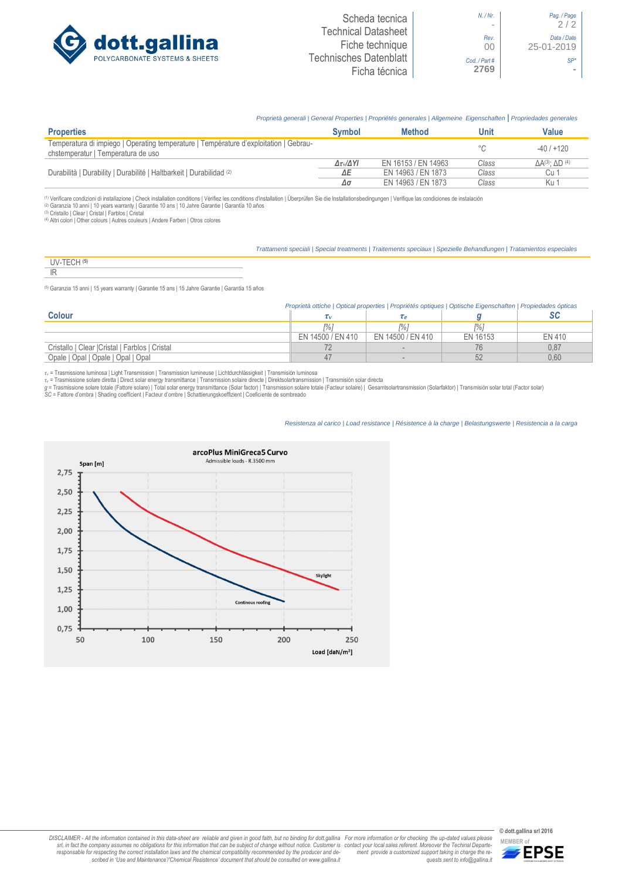*Proprietà generali | General Properties | Propriétés generales | Allgemeine Eigenschaften | Propriedades generales*

| Properties | Symbol | Method | Unit | Value |
|---|---|---|---|---|
| Temperatura di impiego \| Operating temperature \| Température d'exploitation \| Gebrauchstemperatur \| Temperatura de uso | | | °C | -40 / +120 |
| Durabilità \| Durability \| Durabilité \| Haltbarkeit \| Durabilidad (2) | $\Delta\tau_v/\Delta YI$ | EN 16153 / EN 14963 | Class | ΔA(3); ΔD (4) |
| | $\Delta E$ | EN 14963 / EN 1873 | Class | Cu 1 |
| | $\Delta\sigma$ | EN 14963 / EN 1873 | Class | Ku 1 |

(1) Verificare condizioni di installazione | Check installation conditions | Vérifiez les conditions d'installation | Überprüfen Sie die Installationsbedingungen | Verifique las condiciones de instalación
(2) Garanzia 10 anni | 10 years warranty | Garantie 10 ans | 10 Jahre Garantie | Garantía 10 años
(3) Cristallo | Clear | Cristal | Farblos | Cristal
(4) Altri colori | Other colours | Autres couleurs | Andere Farben | Otros colores

*Trattamenti speciali | Special treatments | Traitements speciaux | Spezielle Behandlungen | Tratamientos especiales*

UV-TECH (5)

IR

(5) Garanzia 15 anni | 15 years warranty | Garantie 15 ans | 15 Jahre Garantie | Garantia 15 años

*Proprietà ottiche | Optical properties | Propriétés optiques | Optische Eigenschaften | Propiedades ópticas*

| Colour | $\tau_v$ | $\tau_e$ | g | SC |
|---|---|---|---|---|
| | [%] | [%] | [%] | |
| | EN 14500 / EN 410 | EN 14500 / EN 410 | EN 16153 | EN 410 |
| Cristallo \| Clear \|Cristal \| Farblos \| Cristal | 72 | - | 76 | 0,87 |
| Opale \| Opal \| Opale \| Opal \| Opal | 47 | - | 52 | 0,60 |

$\tau_v$ = Trasmissione luminosa | Light Transmission | Transmission lumineuse | Lichtdurchlässigkeit | Transmisión luminosa
$\tau_e$ = Trasmissione solare diretta | Direct solar energy transmittance | Transmission solaire directe | Direktsolartransmission | Transmisión solar directa
g = Trasmissione solare totale (Fattore solare) | Total solar energy transmittance (Solar factor) | Transmission solaire totale (Facteur solaire) | Gesamtsolartransmission (Solarfaktor) | Transmisión solar total (Factor solar)
SC = Fattore d'ombra | Shading coefficient | Facteur d'ombre | Schattierungskoeffizient | Coeficiente de sombreado

*Resistenza al carico | Load resistance | Résistence à la charge | Belastungswerte | Resistencia a la carga*

arcoPlus MiniGreca5 Curvo
Admissible loads - R.3500 mm
Span [m]
2,75
2,50
2,25
2,00
1,75
1,50
1,25
1,00
0,75
50
100
150
200
250
Load [daN/m²]
Skylight
Continous roofing

DISCLAIMER - All the information contained in this data-sheet are reliable and given in good faith, but no binding for dott.gallina srl, in fact the company assumes no obligations for this information that can be subject of change without notice. Customer is responsable for respecting the correct installation laws and the chemical compatibility recommended by the producer and described in 'Use and Maintenance'/'Chemical Resistence' document that should be consulted on www.gallina.it For more information or for checking the up-dated values please contact your local sales referent. Moreover the Techinal Department provide a customized support taking in charge the requests sent to info@gallina.it

© dott.gallina srl 2016

MEMBER of EPSE